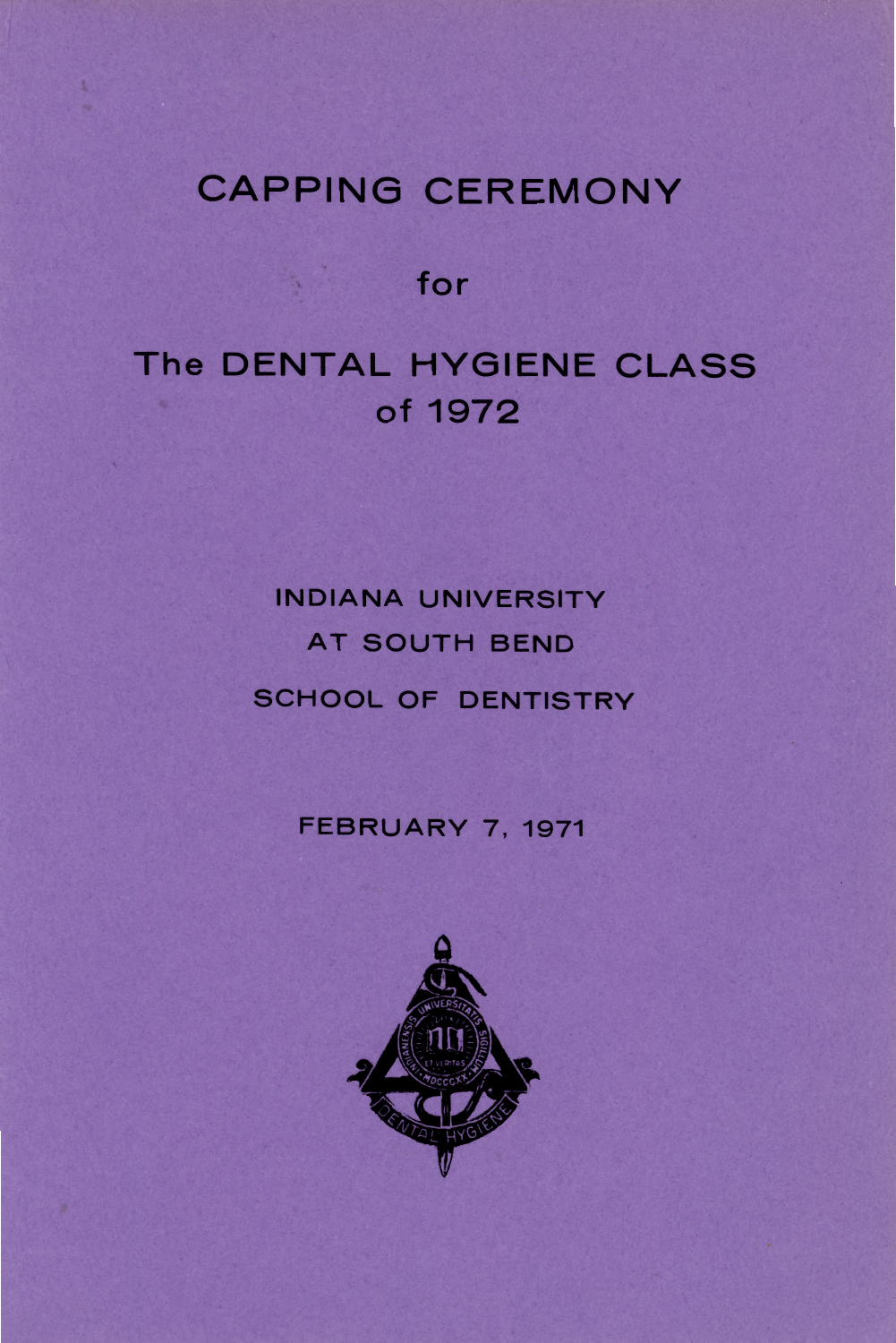# CAPPING CEREMONY

for

# The DENTAL HYGIENE CLASS of 1972

INDIANA UNIVERSITY

AT SOUTH BEND

SCHOOL OF DENTISTRY

FEBRUARY 7, 1971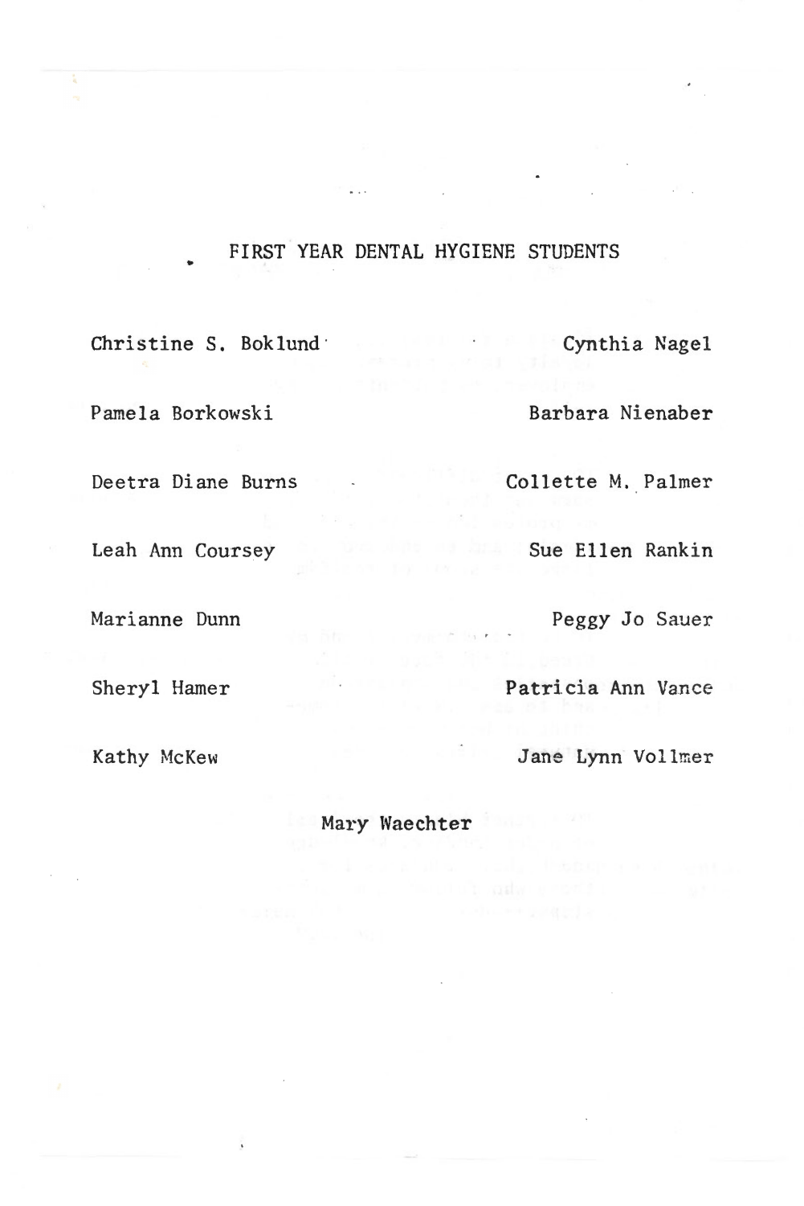## FIRST YEAR DENTAL HYGIENE STUDENTS

Christine S. Boklund

Pamela Borkowski

Deetra Diane Burns

Leah Ann Coursey

Marianne Dunn

Sheryl Hamer

Kathy McKew

Cynthia Nagel

Barbara Nienaber

Collette M. Palmer

Sue Ellen Rankin

Peggy Jo Sauer

Patricia Ann Vance

Jane Lynn Vollmer

Mary Waechter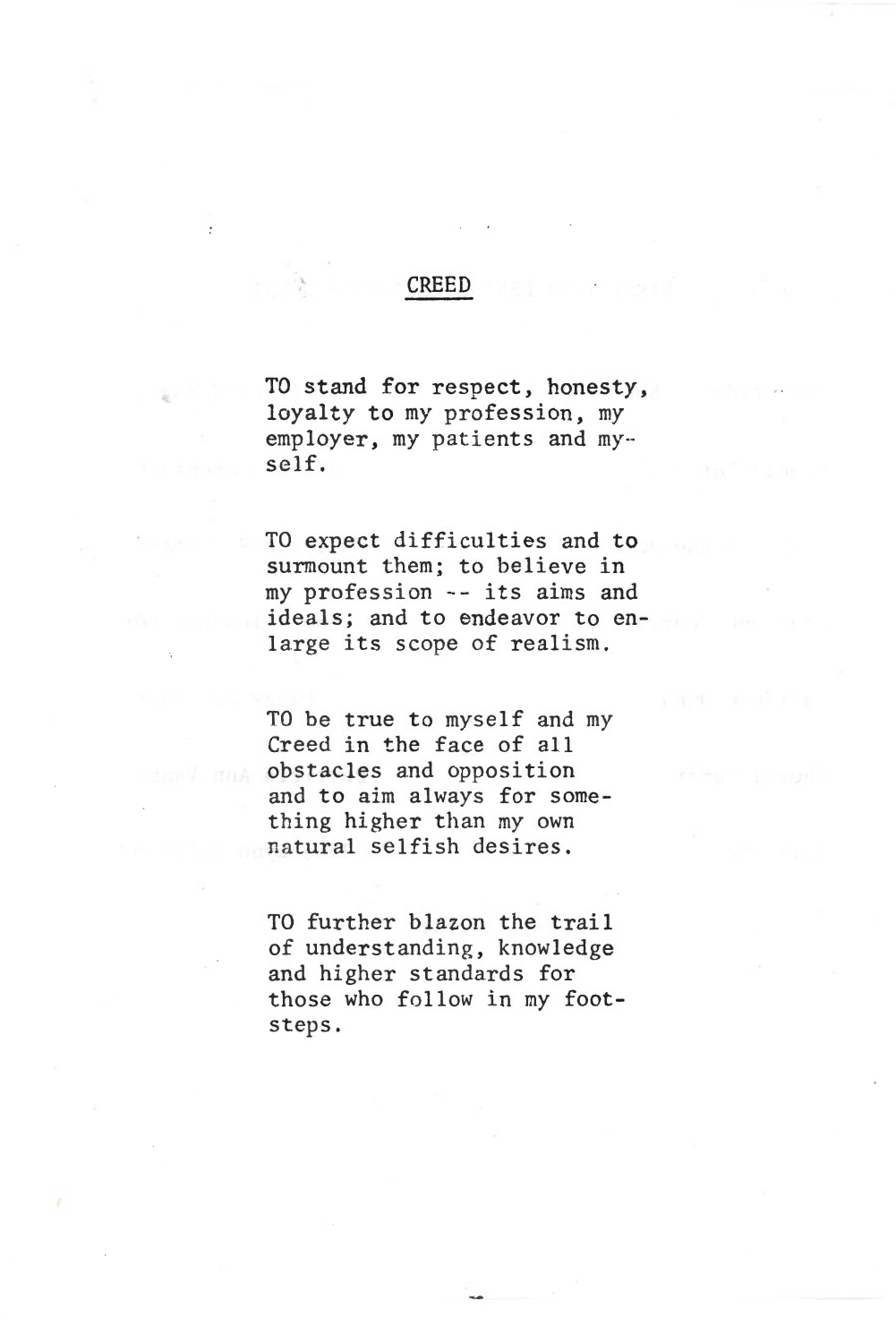# CREED

TO stand for respect, honesty, loyalty to my profession, my employer, my patients and myself.

TO expect difficulties and to surmount them; to believe in my profession -- its aims and ideals; and to endeavor to enlarge its scope of realism.

TO be true to myself and my Creed in the face of all obstacles and opposition and to aim always for something higher than my own natural selfish desires.

TO further blazon the trail of understanding, knowledge and higher standards for those who follow in my footsteps.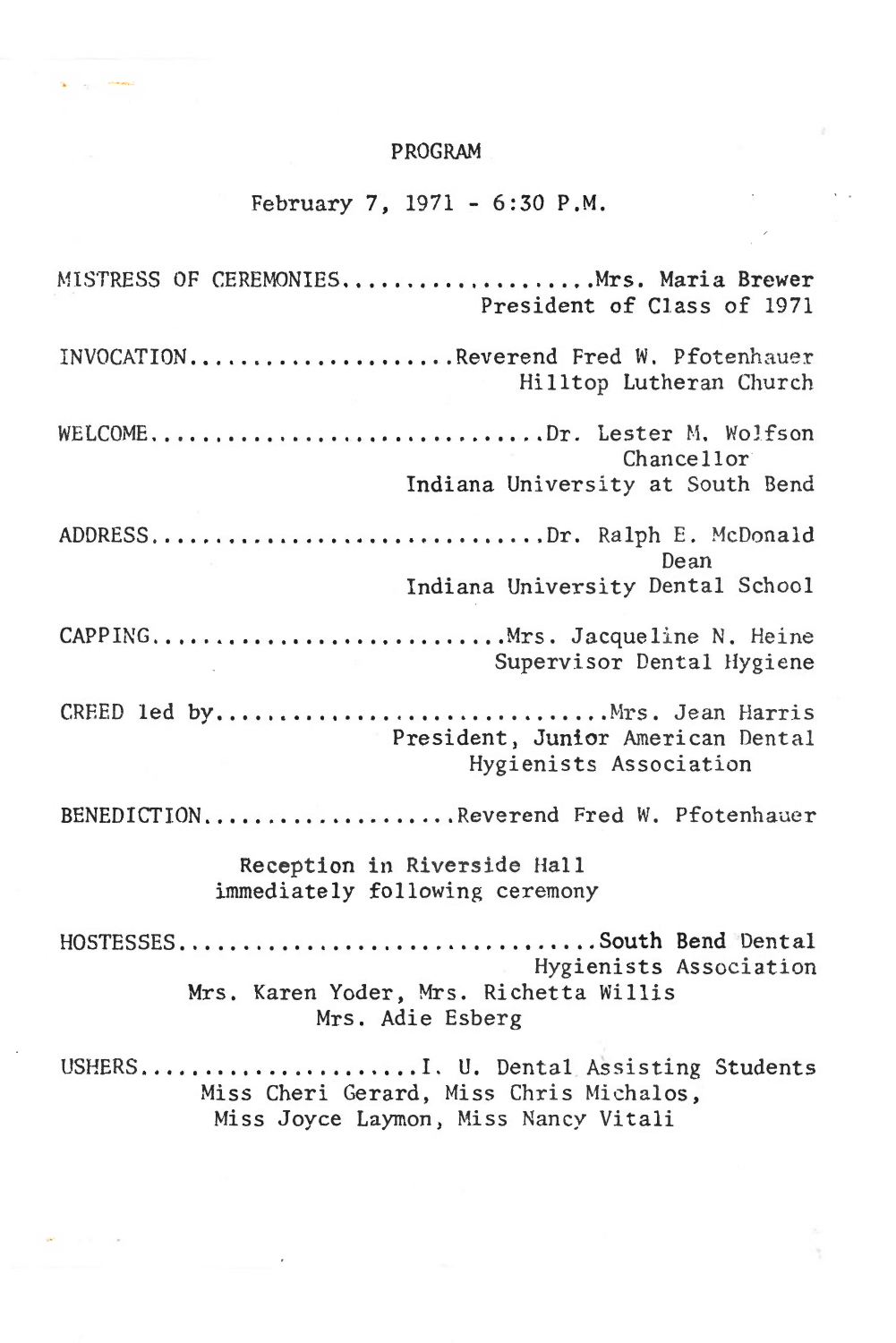# PROGRAM

February 7, 1971 - 6:30 P.M.

MISTRESS OF CEREMONIES..................Mrs. Maria Brewer
President of Class of 1971

INVOCATION....................Reverend Fred W. Pfotenhauer
Hilltop Lutheran Church

WELCOME.............................Dr. Lester M. Wolfson
Chancellor
Indiana University at South Bend

ADDRESS.............................Dr. Ralph E. McDonald
Dean
Indiana University Dental School

CAPPING..........................Mrs. Jacqueline N. Heine
Supervisor Dental Hygiene

CREED led by.............................Mrs. Jean Harris
President, Junior American Dental
Hygienists Association

BENEDICTION..................Reverend Fred W. Pfotenhauer

Reception in Riverside Hall
immediately following ceremony

HOSTESSES...............................South Bend Dental
Hygienists Association
Mrs. Karen Yoder, Mrs. Richetta Willis
Mrs. Adie Esberg

USHERS.....................I. U. Dental Assisting Students
Miss Cheri Gerard, Miss Chris Michalos,
Miss Joyce Laymon, Miss Nancy Vitali